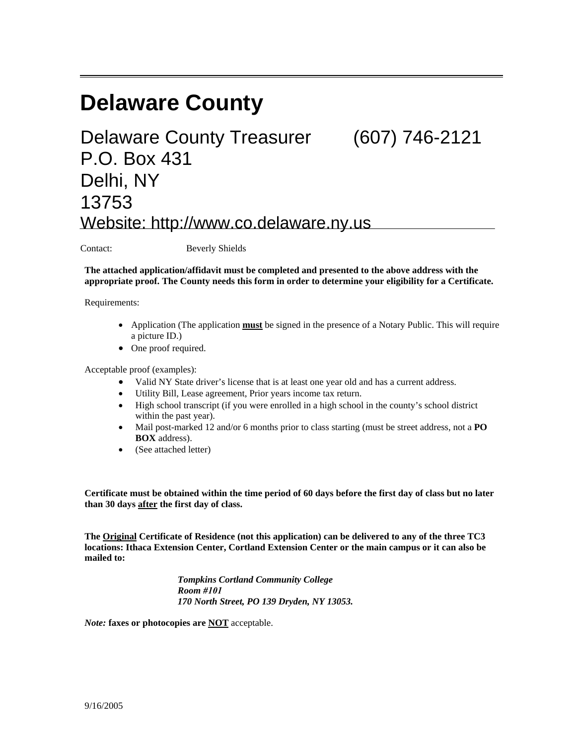# Delaware County

Delaware County Treasurer (607) 746-2121
P.O. Box 431
Delhi, NY
13753
Website: http://www.co.delaware.ny.us

Contact: Beverly Shields

**The attached application/affidavit must be completed and presented to the above address with the appropriate proof. The County needs this form in order to determine your eligibility for a Certificate.**

Requirements:

- Application (The application **must** be signed in the presence of a Notary Public. This will require a picture ID.)
- One proof required.

Acceptable proof (examples):

- Valid NY State driver's license that is at least one year old and has a current address.
- Utility Bill, Lease agreement, Prior years income tax return.
- High school transcript (if you were enrolled in a high school in the county's school district within the past year).
- Mail post-marked 12 and/or 6 months prior to class starting (must be street address, not a **PO BOX** address).
- (See attached letter)

**Certificate must be obtained within the time period of 60 days before the first day of class but no later than 30 days after the first day of class.**

**The Original Certificate of Residence (not this application) can be delivered to any of the three TC3 locations: Ithaca Extension Center, Cortland Extension Center or the main campus or it can also be mailed to:**

***Tompkins Cortland Community College***
***Room #101***
***170 North Street, PO 139 Dryden, NY 13053.***

*Note:* **faxes or photocopies are NOT** acceptable.

9/16/2005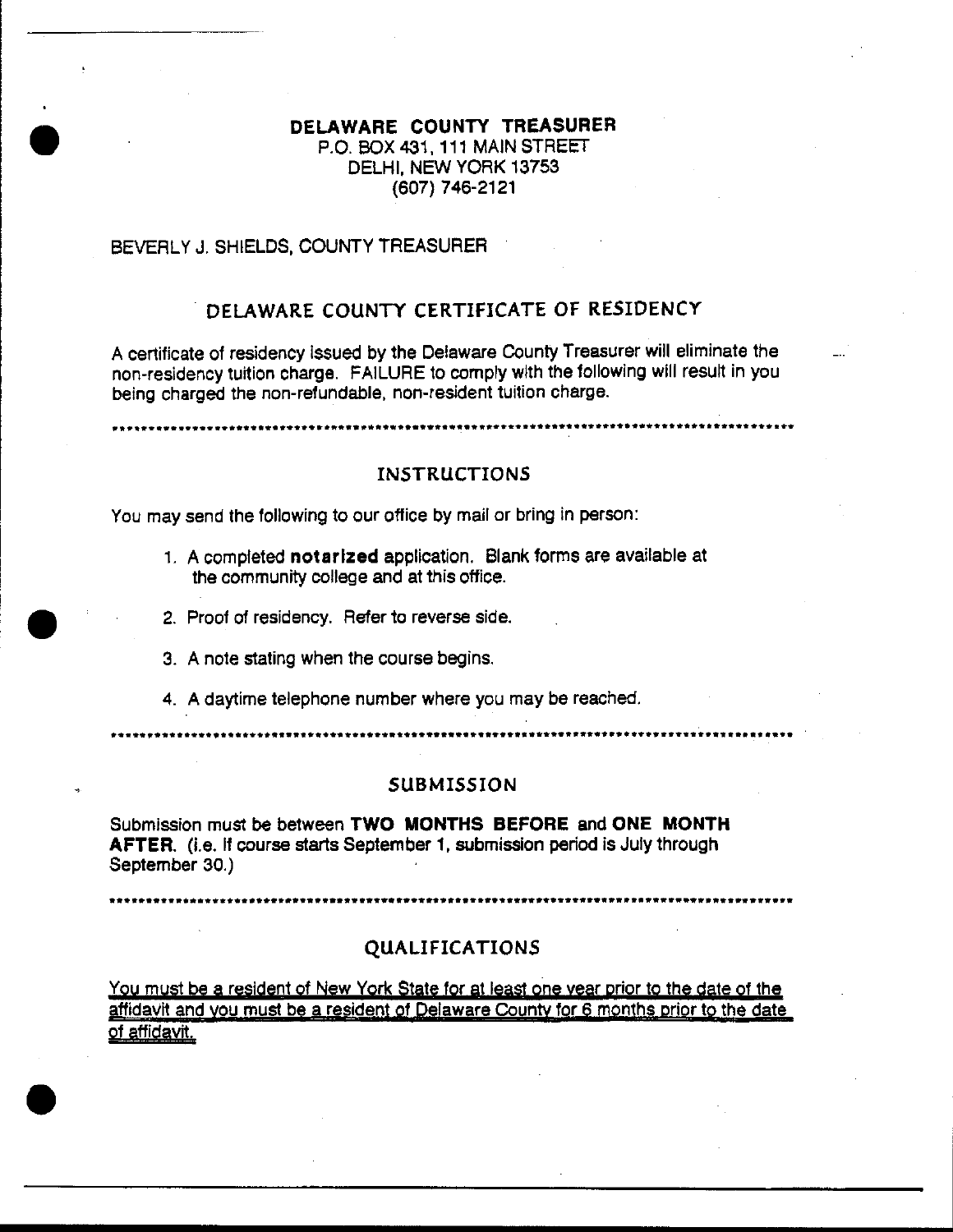**DELAWARE COUNTY TREASURER**
P.O. BOX 431, 111 MAIN STREET
DELHI, NEW YORK 13753
(607) 746-2121

BEVERLY J. SHIELDS, COUNTY TREASURER

## DELAWARE COUNTY CERTIFICATE OF RESIDENCY

A certificate of residency issued by the Delaware County Treasurer will eliminate the non-residency tuition charge. FAILURE to comply with the following will result in you being charged the non-refundable, non-resident tuition charge.

*****************************************************************************************

## INSTRUCTIONS

You may send the following to our office by mail or bring in person:

1. A completed **notarized** application. Blank forms are available at the community college and at this office.
2. Proof of residency. Refer to reverse side.
3. A note stating when the course begins.
4. A daytime telephone number where you may be reached.

*****************************************************************************************

## SUBMISSION

Submission must be between **TWO MONTHS BEFORE** and **ONE MONTH AFTER**. (i.e. If course starts September 1, submission period is July through September 30.)

*****************************************************************************************

## QUALIFICATIONS

<u>You must be a resident of New York State for at least one year prior to the date of the affidavit and you must be a resident of Delaware County for 6 months prior to the date of affidavit.</u>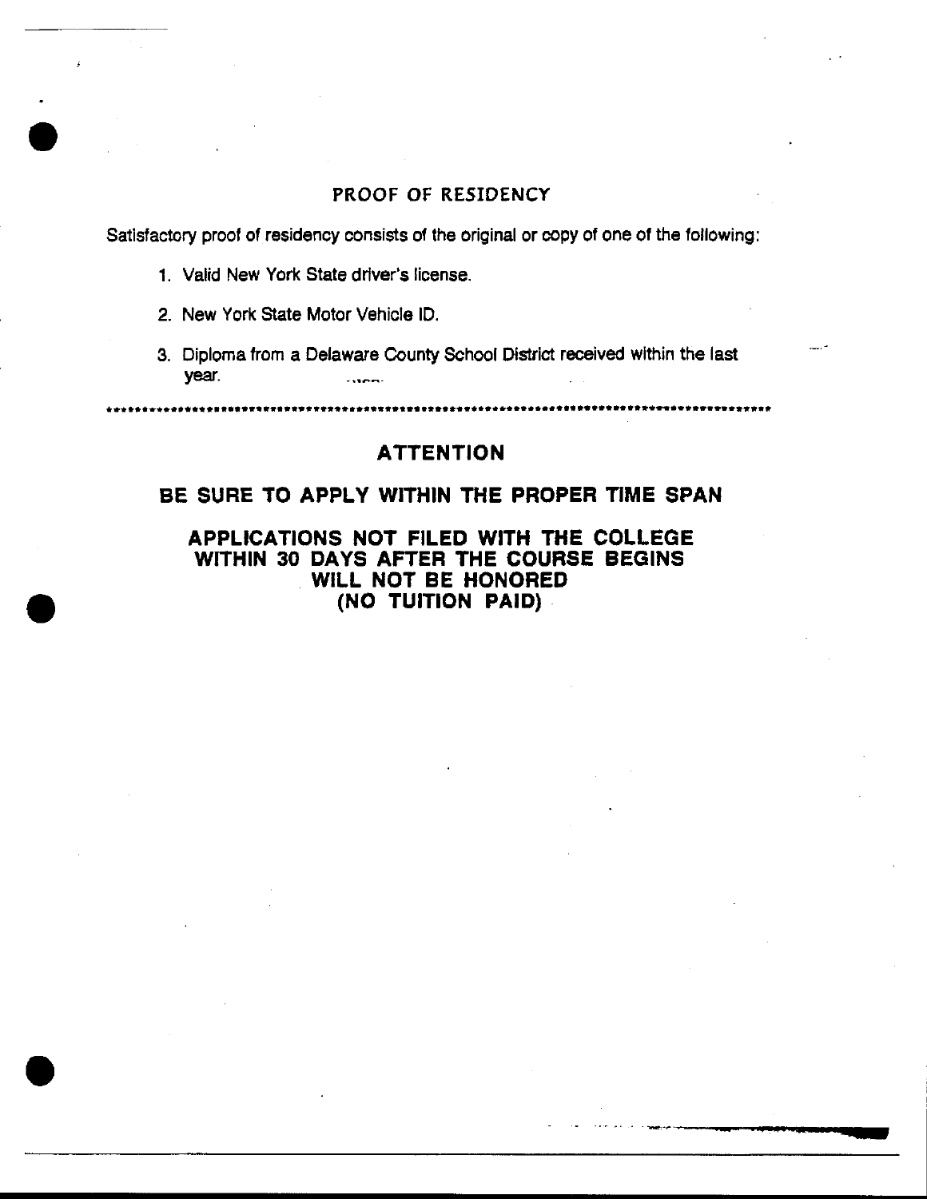## PROOF OF RESIDENCY

Satisfactory proof of residency consists of the original or copy of one of the following:

1. Valid New York State driver's license.
2. New York State Motor Vehicle ID.
3. Diploma from a Delaware County School District received within the last year.

*****************************************************************************************

## ATTENTION

### BE SURE TO APPLY WITHIN THE PROPER TIME SPAN

**APPLICATIONS NOT FILED WITH THE COLLEGE WITHIN 30 DAYS AFTER THE COURSE BEGINS WILL NOT BE HONORED (NO TUITION PAID)**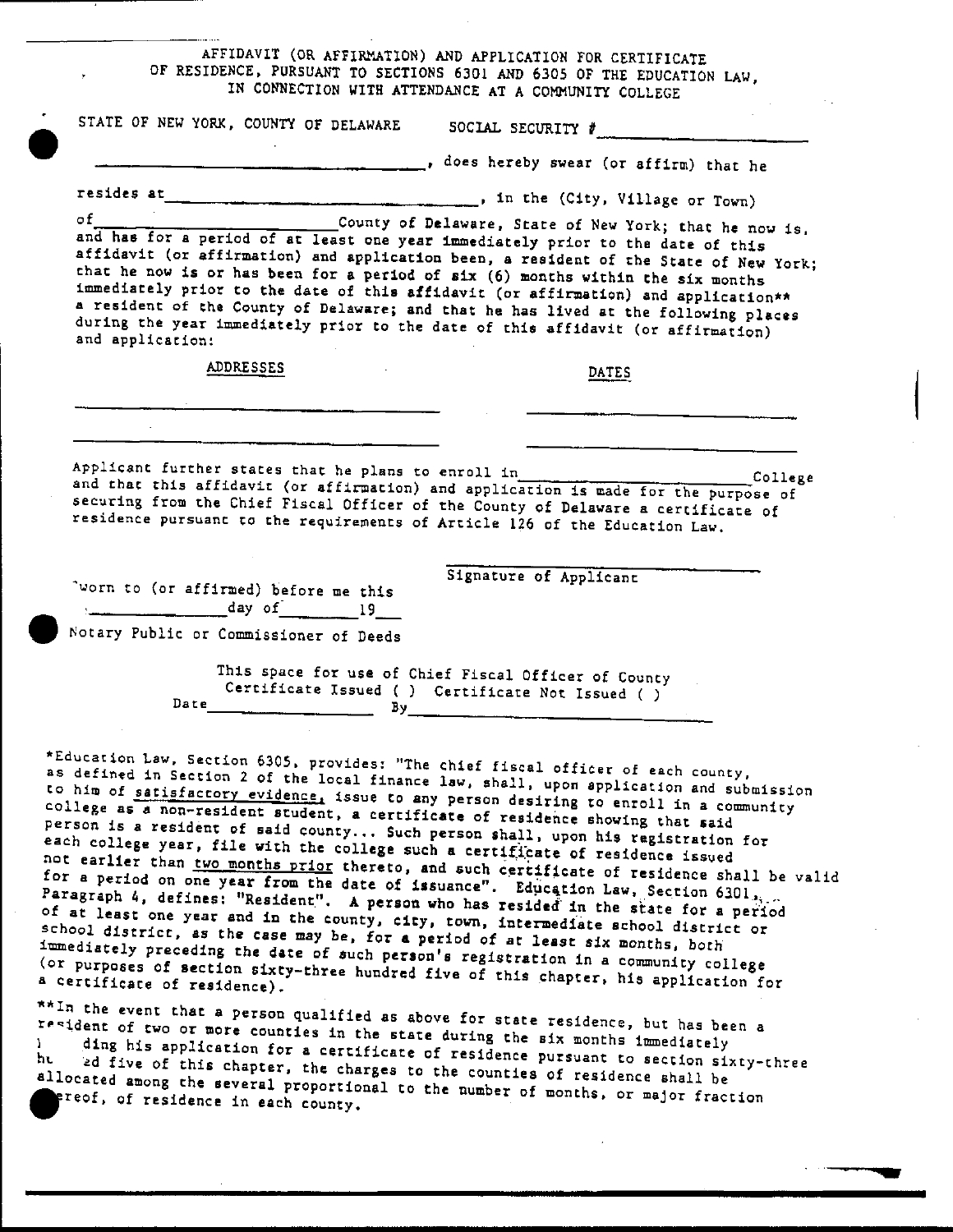AFFIDAVIT (OR AFFIRMATION) AND APPLICATION FOR CERTIFICATE OF RESIDENCE, PURSUANT TO SECTIONS 6301 AND 6305 OF THE EDUCATION LAW, IN CONNECTION WITH ATTENDANCE AT A COMMUNITY COLLEGE

STATE OF NEW YORK, COUNTY OF DELAWARE     SOCIAL SECURITY # ____________________

______________________________, does hereby swear (or affirm) that he

resides at ______________________________, in the (City, Village or Town)

of ______________________ County of Delaware, State of New York; that he now is, and has for a period of at least one year immediately prior to the date of this affidavit (or affirmation) and application been, a resident of the State of New York; that he now is or has been for a period of six (6) months within the six months immediately prior to the date of this affidavit (or affirmation) and application** a resident of the County of Delaware; and that he has lived at the following places during the year immediately prior to the date of this affidavit (or affirmation) and application:

| ADDRESSES | DATES |
| --- | --- |
| ______________________________ | ______________________ |
| ______________________________ | ______________________ |

Applicant further states that he plans to enroll in ______________________ College and that this affidavit (or affirmation) and application is made for the purpose of securing from the Chief Fiscal Officer of the County of Delaware a certificate of residence pursuant to the requirements of Article 126 of the Education Law.

______________________________
Signature of Applicant

Sworn to (or affirmed) before me this
____________ day of ________ 19___

Notary Public or Commissioner of Deeds

This space for use of Chief Fiscal Officer of County
Certificate Issued ( )  Certificate Not Issued ( )
Date ______________ By ______________________________

*Education Law, Section 6305, provides: "The chief fiscal officer of each county, as defined in Section 2 of the local finance law, shall, upon application and submission to him of satisfactory evidence, issue to any person desiring to enroll in a community college as a non-resident student, a certificate of residence showing that said person is a resident of said county... Such person shall, upon his registration for each college year, file with the college such a certificate of residence issued not earlier than two months prior thereto, and such certificate of residence shall be valid for a period on one year from the date of issuance". Education Law, Section 6301, Paragraph 4, defines: "Resident". A person who has resided in the state for a period of at least one year and in the county, city, town, intermediate school district or school district, as the case may be, for a period of at least six months, both immediately preceding the date of such person's registration in a community college (or purposes of section sixty-three hundred five of this chapter, his application for a certificate of residence).

**In the event that a person qualified as above for state residence, but has been a resident of two or more counties in the state during the six months immediately preceding his application for a certificate of residence pursuant to section sixty-three hundred five of this chapter, the charges to the counties of residence shall be allocated among the several proportional to the number of months, or major fraction thereof, of residence in each county.